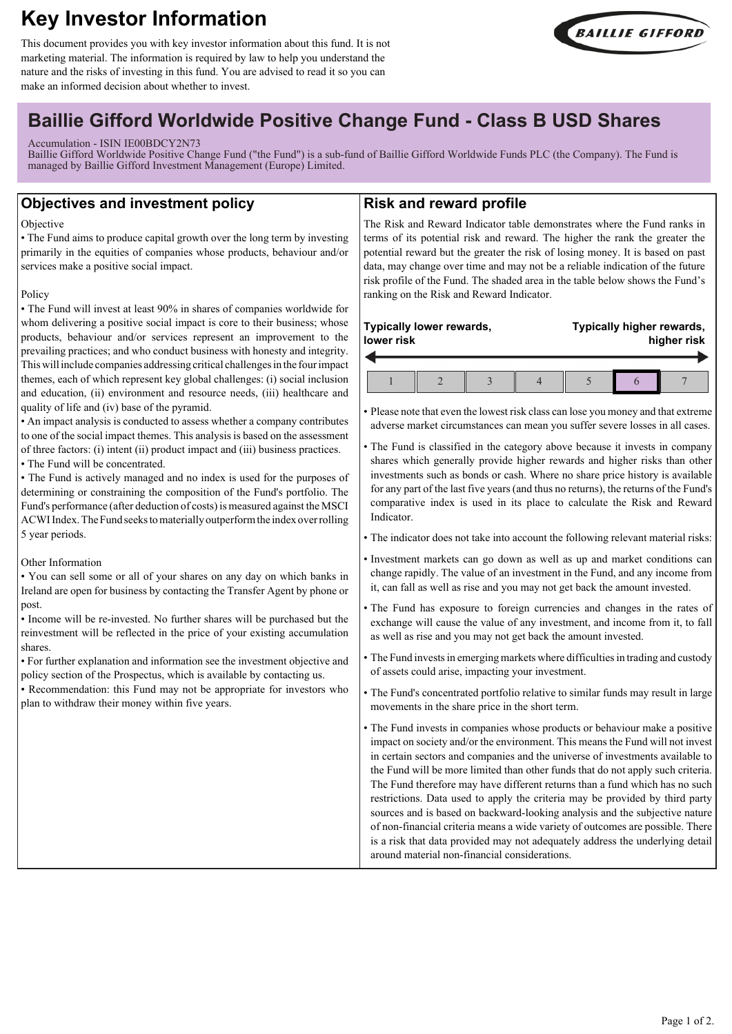# Key Investor Information

This document provides you with key investor information about this fund. It is not marketing material. The information is required by law to help you understand the nature and the risks of investing in this fund. You are advised to read it so you can make an informed decision about whether to invest.

## Baillie Gifford Worldwide Positive Change Fund - Class B USD Shares

Accumulation - ISIN IE00BDCY2N73

Baillie Gifford Worldwide Positive Change Fund ("the Fund") is a sub-fund of Baillie Gifford Worldwide Funds PLC (the Company). The Fund is managed by Baillie Gifford Investment Management (Europe) Limited.

## Objectives and investment policy

Objective

- The Fund aims to produce capital growth over the long term by investing primarily in the equities of companies whose products, behaviour and/or services make a positive social impact.

Policy

- The Fund will invest at least 90% in shares of companies worldwide for whom delivering a positive social impact is core to their business; whose products, behaviour and/or services represent an improvement to the prevailing practices; and who conduct business with honesty and integrity. This will include companies addressing critical challenges in the four impact themes, each of which represent key global challenges: (i) social inclusion and education, (ii) environment and resource needs, (iii) healthcare and quality of life and (iv) base of the pyramid.
- An impact analysis is conducted to assess whether a company contributes to one of the social impact themes. This analysis is based on the assessment of three factors: (i) intent (ii) product impact and (iii) business practices.
- The Fund will be concentrated.
- The Fund is actively managed and no index is used for the purposes of determining or constraining the composition of the Fund's portfolio. The Fund's performance (after deduction of costs) is measured against the MSCI ACWI Index. The Fund seeks to materially outperform the index over rolling 5 year periods.

Other Information

- You can sell some or all of your shares on any day on which banks in Ireland are open for business by contacting the Transfer Agent by phone or post.
- Income will be re-invested. No further shares will be purchased but the reinvestment will be reflected in the price of your existing accumulation shares.
- For further explanation and information see the investment objective and policy section of the Prospectus, which is available by contacting us.
- Recommendation: this Fund may not be appropriate for investors who plan to withdraw their money within five years.

## Risk and reward profile

The Risk and Reward Indicator table demonstrates where the Fund ranks in terms of its potential risk and reward. The higher the rank the greater the potential reward but the greater the risk of losing money. It is based on past data, may change over time and may not be a reliable indication of the future risk profile of the Fund. The shaded area in the table below shows the Fund's ranking on the Risk and Reward Indicator.

**Typically lower rewards, lower risk** — **Typically higher rewards, higher risk**

| 1 | 2 | 3 | 4 | 5 | **6** | 7 |
|---|---|---|---|---|---|---|

- Please note that even the lowest risk class can lose you money and that extreme adverse market circumstances can mean you suffer severe losses in all cases.
- The Fund is classified in the category above because it invests in company shares which generally provide higher rewards and higher risks than other investments such as bonds or cash. Where no share price history is available for any part of the last five years (and thus no returns), the returns of the Fund's comparative index is used in its place to calculate the Risk and Reward Indicator.
- The indicator does not take into account the following relevant material risks:
- Investment markets can go down as well as up and market conditions can change rapidly. The value of an investment in the Fund, and any income from it, can fall as well as rise and you may not get back the amount invested.
- The Fund has exposure to foreign currencies and changes in the rates of exchange will cause the value of any investment, and income from it, to fall as well as rise and you may not get back the amount invested.
- The Fund invests in emerging markets where difficulties in trading and custody of assets could arise, impacting your investment.
- The Fund's concentrated portfolio relative to similar funds may result in large movements in the share price in the short term.
- The Fund invests in companies whose products or behaviour make a positive impact on society and/or the environment. This means the Fund will not invest in certain sectors and companies and the universe of investments available to the Fund will be more limited than other funds that do not apply such criteria. The Fund therefore may have different returns than a fund which has no such restrictions. Data used to apply the criteria may be provided by third party sources and is based on backward-looking analysis and the subjective nature of non-financial criteria means a wide variety of outcomes are possible. There is a risk that data provided may not adequately address the underlying detail around material non-financial considerations.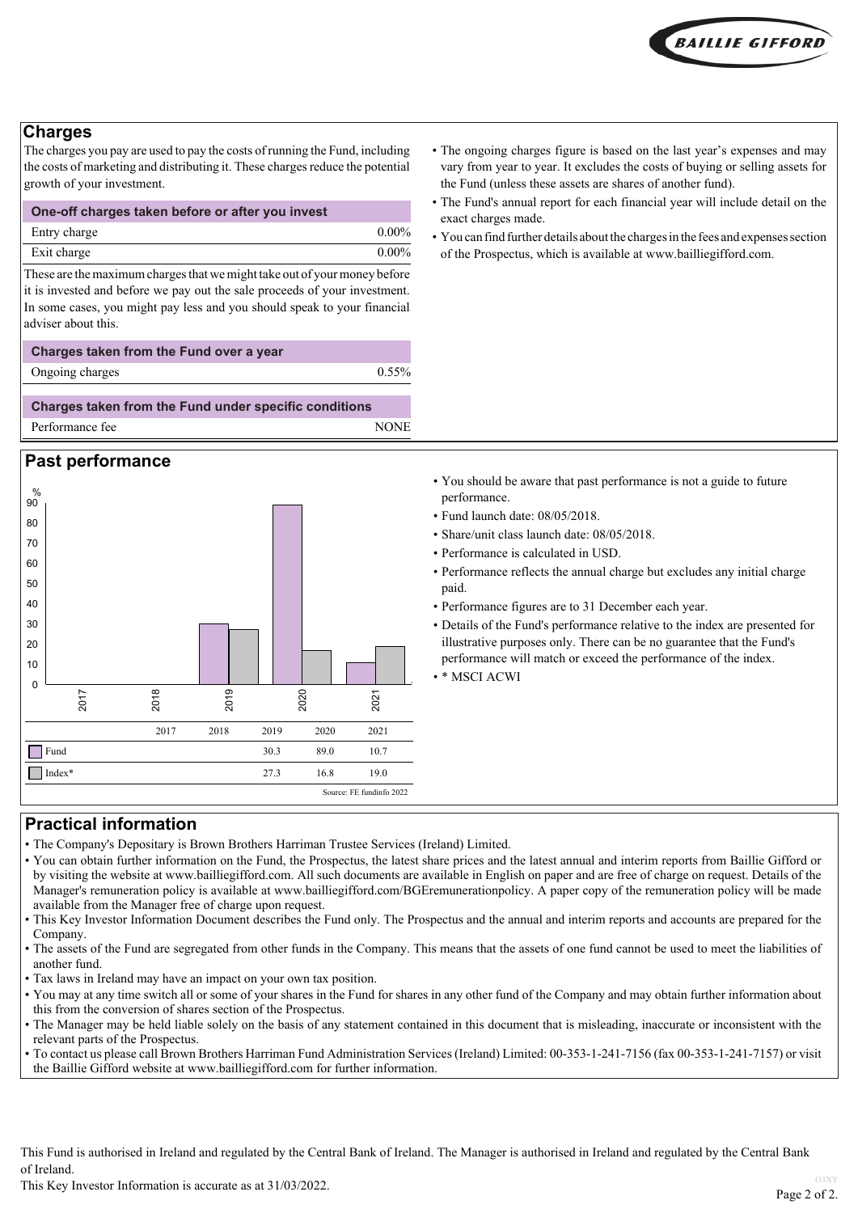## Charges

The charges you pay are used to pay the costs of running the Fund, including the costs of marketing and distributing it. These charges reduce the potential growth of your investment.

| One-off charges taken before or after you invest | |
|---|---|
| Entry charge | 0.00% |
| Exit charge | 0.00% |

These are the maximum charges that we might take out of your money before it is invested and before we pay out the sale proceeds of your investment. In some cases, you might pay less and you should speak to your financial adviser about this.

| Charges taken from the Fund over a year | |
|---|---|
| Ongoing charges | 0.55% |

| Charges taken from the Fund under specific conditions | |
|---|---|
| Performance fee | NONE |

- The ongoing charges figure is based on the last year's expenses and may vary from year to year. It excludes the costs of buying or selling assets for the Fund (unless these assets are shares of another fund).
- The Fund's annual report for each financial year will include detail on the exact charges made.
- You can find further details about the charges in the fees and expenses section of the Prospectus, which is available at www.bailliegifford.com.

## Past performance

%

90

80

70

60

50

40

30

20

10

0

2017 2018 2019 2020 2021

| | 2017 | 2018 | 2019 | 2020 | 2021 |
|---|---|---|---|---|---|
| Fund | | | 30.3 | 89.0 | 10.7 |
| Index* | | | 27.3 | 16.8 | 19.0 |

Source: FE fundinfo 2022

- You should be aware that past performance is not a guide to future performance.
- Fund launch date: 08/05/2018.
- Share/unit class launch date: 08/05/2018.
- Performance is calculated in USD.
- Performance reflects the annual charge but excludes any initial charge paid.
- Performance figures are to 31 December each year.
- Details of the Fund's performance relative to the index are presented for illustrative purposes only. There can be no guarantee that the Fund's performance will match or exceed the performance of the index.
- * MSCI ACWI

## Practical information

- The Company's Depositary is Brown Brothers Harriman Trustee Services (Ireland) Limited.
- You can obtain further information on the Fund, the Prospectus, the latest share prices and the latest annual and interim reports from Baillie Gifford or by visiting the website at www.bailliegifford.com. All such documents are available in English on paper and are free of charge on request. Details of the Manager's remuneration policy is available at www.bailliegifford.com/BGEremunerationpolicy. A paper copy of the remuneration policy will be made available from the Manager free of charge upon request.
- This Key Investor Information Document describes the Fund only. The Prospectus and the annual and interim reports and accounts are prepared for the Company.
- The assets of the Fund are segregated from other funds in the Company. This means that the assets of one fund cannot be used to meet the liabilities of another fund.
- Tax laws in Ireland may have an impact on your own tax position.
- You may at any time switch all or some of your shares in the Fund for shares in any other fund of the Company and may obtain further information about this from the conversion of shares section of the Prospectus.
- The Manager may be held liable solely on the basis of any statement contained in this document that is misleading, inaccurate or inconsistent with the relevant parts of the Prospectus.
- To contact us please call Brown Brothers Harriman Fund Administration Services (Ireland) Limited: 00-353-1-241-7156 (fax 00-353-1-241-7157) or visit the Baillie Gifford website at www.bailliegifford.com for further information.

This Fund is authorised in Ireland and regulated by the Central Bank of Ireland. The Manager is authorised in Ireland and regulated by the Central Bank of Ireland.

This Key Investor Information is accurate as at 31/03/2022.